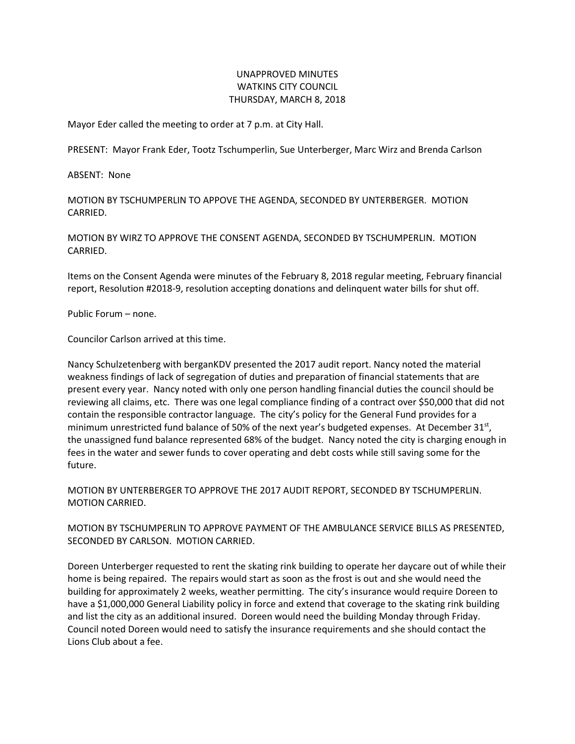UNAPPROVED MINUTES
WATKINS CITY COUNCIL
THURSDAY, MARCH 8, 2018

Mayor Eder called the meeting to order at 7 p.m. at City Hall.

PRESENT: Mayor Frank Eder, Tootz Tschumperlin, Sue Unterberger, Marc Wirz and Brenda Carlson

ABSENT: None

MOTION BY TSCHUMPERLIN TO APPOVE THE AGENDA, SECONDED BY UNTERBERGER. MOTION CARRIED.

MOTION BY WIRZ TO APPROVE THE CONSENT AGENDA, SECONDED BY TSCHUMPERLIN. MOTION CARRIED.

Items on the Consent Agenda were minutes of the February 8, 2018 regular meeting, February financial report, Resolution #2018-9, resolution accepting donations and delinquent water bills for shut off.

Public Forum – none.

Councilor Carlson arrived at this time.

Nancy Schulzetenberg with berganKDV presented the 2017 audit report. Nancy noted the material weakness findings of lack of segregation of duties and preparation of financial statements that are present every year. Nancy noted with only one person handling financial duties the council should be reviewing all claims, etc. There was one legal compliance finding of a contract over $50,000 that did not contain the responsible contractor language. The city's policy for the General Fund provides for a minimum unrestricted fund balance of 50% of the next year's budgeted expenses. At December 31st, the unassigned fund balance represented 68% of the budget. Nancy noted the city is charging enough in fees in the water and sewer funds to cover operating and debt costs while still saving some for the future.

MOTION BY UNTERBERGER TO APPROVE THE 2017 AUDIT REPORT, SECONDED BY TSCHUMPERLIN. MOTION CARRIED.

MOTION BY TSCHUMPERLIN TO APPROVE PAYMENT OF THE AMBULANCE SERVICE BILLS AS PRESENTED, SECONDED BY CARLSON. MOTION CARRIED.

Doreen Unterberger requested to rent the skating rink building to operate her daycare out of while their home is being repaired. The repairs would start as soon as the frost is out and she would need the building for approximately 2 weeks, weather permitting. The city's insurance would require Doreen to have a $1,000,000 General Liability policy in force and extend that coverage to the skating rink building and list the city as an additional insured. Doreen would need the building Monday through Friday. Council noted Doreen would need to satisfy the insurance requirements and she should contact the Lions Club about a fee.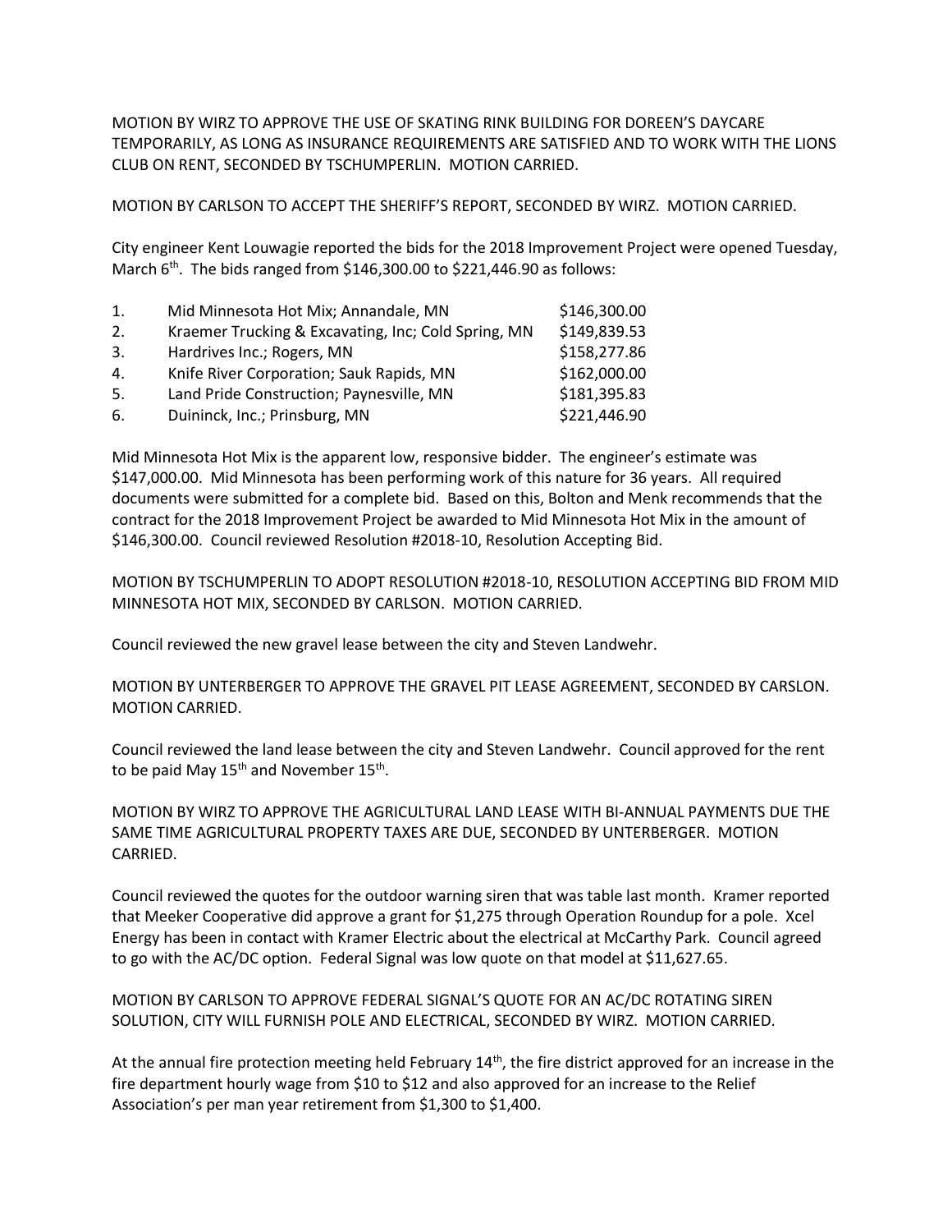MOTION BY WIRZ TO APPROVE THE USE OF SKATING RINK BUILDING FOR DOREEN'S DAYCARE TEMPORARILY, AS LONG AS INSURANCE REQUIREMENTS ARE SATISFIED AND TO WORK WITH THE LIONS CLUB ON RENT, SECONDED BY TSCHUMPERLIN. MOTION CARRIED.

MOTION BY CARLSON TO ACCEPT THE SHERIFF'S REPORT, SECONDED BY WIRZ. MOTION CARRIED.

City engineer Kent Louwagie reported the bids for the 2018 Improvement Project were opened Tuesday, March 6th. The bids ranged from $146,300.00 to $221,446.90 as follows:

| | | |
|---|---|---|
| 1. | Mid Minnesota Hot Mix; Annandale, MN | $146,300.00 |
| 2. | Kraemer Trucking & Excavating, Inc; Cold Spring, MN | $149,839.53 |
| 3. | Hardrives Inc.; Rogers, MN | $158,277.86 |
| 4. | Knife River Corporation; Sauk Rapids, MN | $162,000.00 |
| 5. | Land Pride Construction; Paynesville, MN | $181,395.83 |
| 6. | Duininck, Inc.; Prinsburg, MN | $221,446.90 |

Mid Minnesota Hot Mix is the apparent low, responsive bidder. The engineer's estimate was $147,000.00. Mid Minnesota has been performing work of this nature for 36 years. All required documents were submitted for a complete bid. Based on this, Bolton and Menk recommends that the contract for the 2018 Improvement Project be awarded to Mid Minnesota Hot Mix in the amount of $146,300.00. Council reviewed Resolution #2018-10, Resolution Accepting Bid.

MOTION BY TSCHUMPERLIN TO ADOPT RESOLUTION #2018-10, RESOLUTION ACCEPTING BID FROM MID MINNESOTA HOT MIX, SECONDED BY CARLSON. MOTION CARRIED.

Council reviewed the new gravel lease between the city and Steven Landwehr.

MOTION BY UNTERBERGER TO APPROVE THE GRAVEL PIT LEASE AGREEMENT, SECONDED BY CARSLON. MOTION CARRIED.

Council reviewed the land lease between the city and Steven Landwehr. Council approved for the rent to be paid May 15th and November 15th.

MOTION BY WIRZ TO APPROVE THE AGRICULTURAL LAND LEASE WITH BI-ANNUAL PAYMENTS DUE THE SAME TIME AGRICULTURAL PROPERTY TAXES ARE DUE, SECONDED BY UNTERBERGER. MOTION CARRIED.

Council reviewed the quotes for the outdoor warning siren that was table last month. Kramer reported that Meeker Cooperative did approve a grant for $1,275 through Operation Roundup for a pole. Xcel Energy has been in contact with Kramer Electric about the electrical at McCarthy Park. Council agreed to go with the AC/DC option. Federal Signal was low quote on that model at $11,627.65.

MOTION BY CARLSON TO APPROVE FEDERAL SIGNAL'S QUOTE FOR AN AC/DC ROTATING SIREN SOLUTION, CITY WILL FURNISH POLE AND ELECTRICAL, SECONDED BY WIRZ. MOTION CARRIED.

At the annual fire protection meeting held February 14th, the fire district approved for an increase in the fire department hourly wage from $10 to $12 and also approved for an increase to the Relief Association's per man year retirement from $1,300 to $1,400.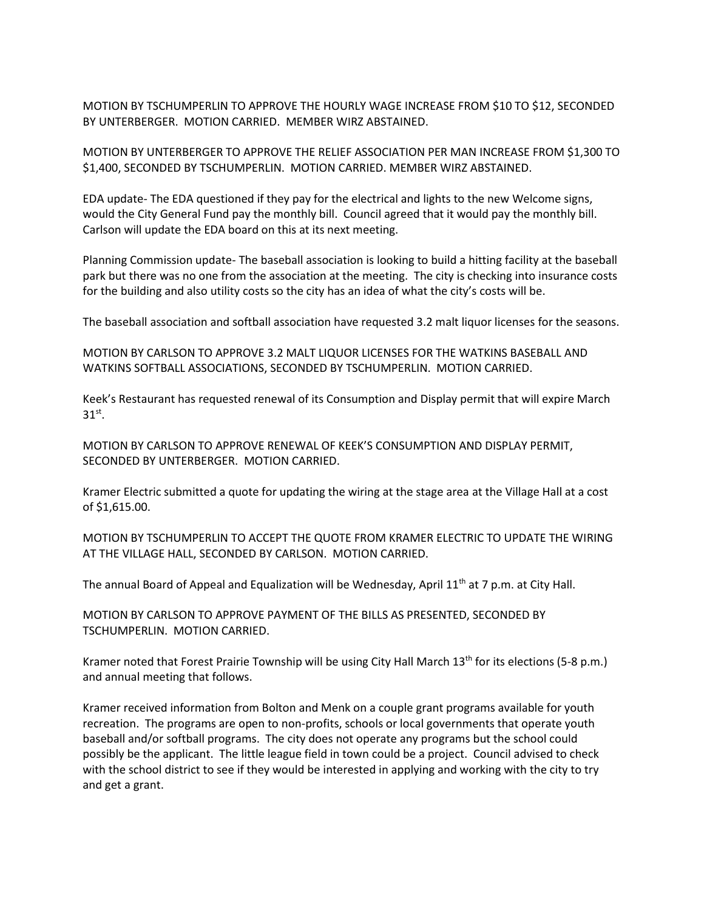MOTION BY TSCHUMPERLIN TO APPROVE THE HOURLY WAGE INCREASE FROM $10 TO $12, SECONDED BY UNTERBERGER. MOTION CARRIED. MEMBER WIRZ ABSTAINED.

MOTION BY UNTERBERGER TO APPROVE THE RELIEF ASSOCIATION PER MAN INCREASE FROM $1,300 TO $1,400, SECONDED BY TSCHUMPERLIN. MOTION CARRIED. MEMBER WIRZ ABSTAINED.

EDA update- The EDA questioned if they pay for the electrical and lights to the new Welcome signs, would the City General Fund pay the monthly bill. Council agreed that it would pay the monthly bill. Carlson will update the EDA board on this at its next meeting.

Planning Commission update- The baseball association is looking to build a hitting facility at the baseball park but there was no one from the association at the meeting. The city is checking into insurance costs for the building and also utility costs so the city has an idea of what the city's costs will be.

The baseball association and softball association have requested 3.2 malt liquor licenses for the seasons.

MOTION BY CARLSON TO APPROVE 3.2 MALT LIQUOR LICENSES FOR THE WATKINS BASEBALL AND WATKINS SOFTBALL ASSOCIATIONS, SECONDED BY TSCHUMPERLIN. MOTION CARRIED.

Keek's Restaurant has requested renewal of its Consumption and Display permit that will expire March 31st.

MOTION BY CARLSON TO APPROVE RENEWAL OF KEEK'S CONSUMPTION AND DISPLAY PERMIT, SECONDED BY UNTERBERGER. MOTION CARRIED.

Kramer Electric submitted a quote for updating the wiring at the stage area at the Village Hall at a cost of $1,615.00.

MOTION BY TSCHUMPERLIN TO ACCEPT THE QUOTE FROM KRAMER ELECTRIC TO UPDATE THE WIRING AT THE VILLAGE HALL, SECONDED BY CARLSON. MOTION CARRIED.

The annual Board of Appeal and Equalization will be Wednesday, April 11th at 7 p.m. at City Hall.

MOTION BY CARLSON TO APPROVE PAYMENT OF THE BILLS AS PRESENTED, SECONDED BY TSCHUMPERLIN. MOTION CARRIED.

Kramer noted that Forest Prairie Township will be using City Hall March 13th for its elections (5-8 p.m.) and annual meeting that follows.

Kramer received information from Bolton and Menk on a couple grant programs available for youth recreation. The programs are open to non-profits, schools or local governments that operate youth baseball and/or softball programs. The city does not operate any programs but the school could possibly be the applicant. The little league field in town could be a project. Council advised to check with the school district to see if they would be interested in applying and working with the city to try and get a grant.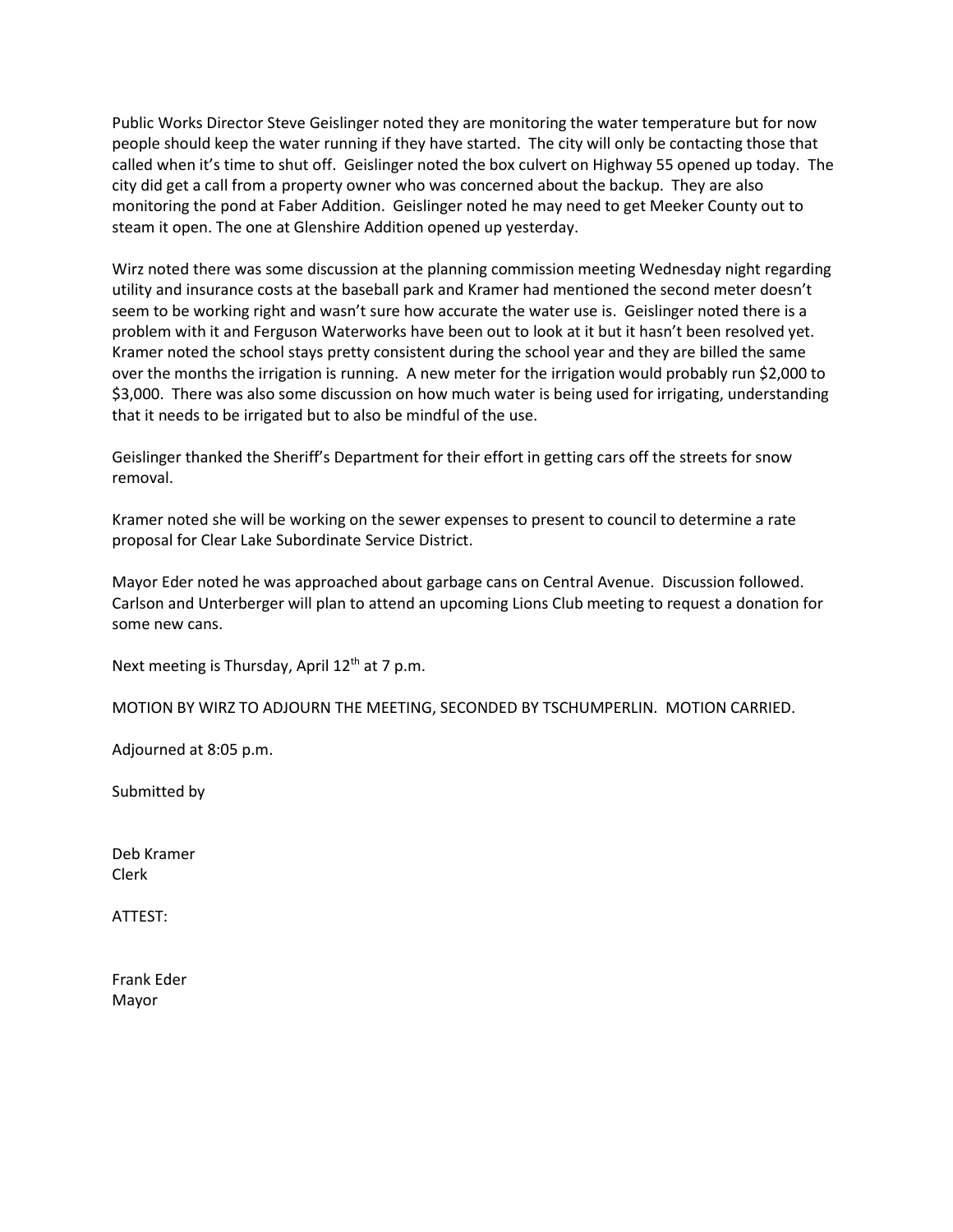Public Works Director Steve Geislinger noted they are monitoring the water temperature but for now people should keep the water running if they have started. The city will only be contacting those that called when it's time to shut off. Geislinger noted the box culvert on Highway 55 opened up today. The city did get a call from a property owner who was concerned about the backup. They are also monitoring the pond at Faber Addition. Geislinger noted he may need to get Meeker County out to steam it open. The one at Glenshire Addition opened up yesterday.

Wirz noted there was some discussion at the planning commission meeting Wednesday night regarding utility and insurance costs at the baseball park and Kramer had mentioned the second meter doesn't seem to be working right and wasn't sure how accurate the water use is. Geislinger noted there is a problem with it and Ferguson Waterworks have been out to look at it but it hasn't been resolved yet. Kramer noted the school stays pretty consistent during the school year and they are billed the same over the months the irrigation is running. A new meter for the irrigation would probably run $2,000 to $3,000. There was also some discussion on how much water is being used for irrigating, understanding that it needs to be irrigated but to also be mindful of the use.

Geislinger thanked the Sheriff's Department for their effort in getting cars off the streets for snow removal.

Kramer noted she will be working on the sewer expenses to present to council to determine a rate proposal for Clear Lake Subordinate Service District.

Mayor Eder noted he was approached about garbage cans on Central Avenue. Discussion followed. Carlson and Unterberger will plan to attend an upcoming Lions Club meeting to request a donation for some new cans.

Next meeting is Thursday, April 12th at 7 p.m.

MOTION BY WIRZ TO ADJOURN THE MEETING, SECONDED BY TSCHUMPERLIN. MOTION CARRIED.

Adjourned at 8:05 p.m.

Submitted by

Deb Kramer
Clerk

ATTEST:

Frank Eder
Mayor